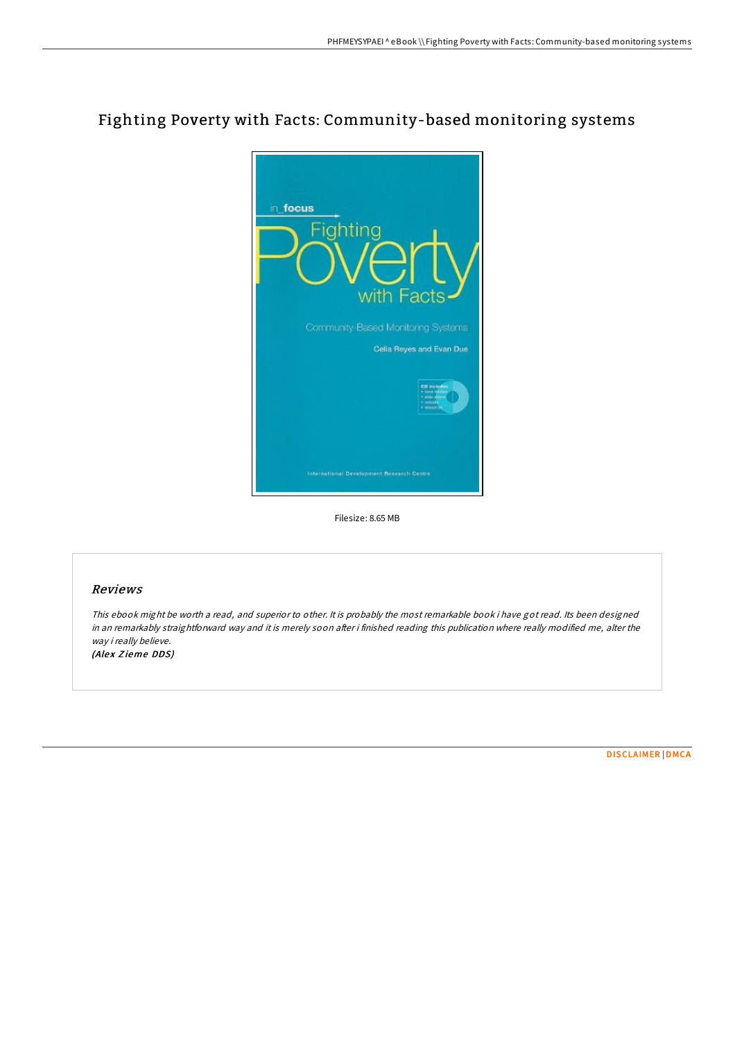# Fighting Poverty with Facts: Community-based monitoring systems

Filesize: 8.65 MB

## Reviews

*This ebook might be worth a read, and superior to other. It is probably the most remarkable book i have got read. Its been designed in an remarkably straightforward way and it is merely soon after i finished reading this publication where really modified me, alter the way i really believe.*

*(Alex Zieme DDS)*

DISCLAIMER | DMCA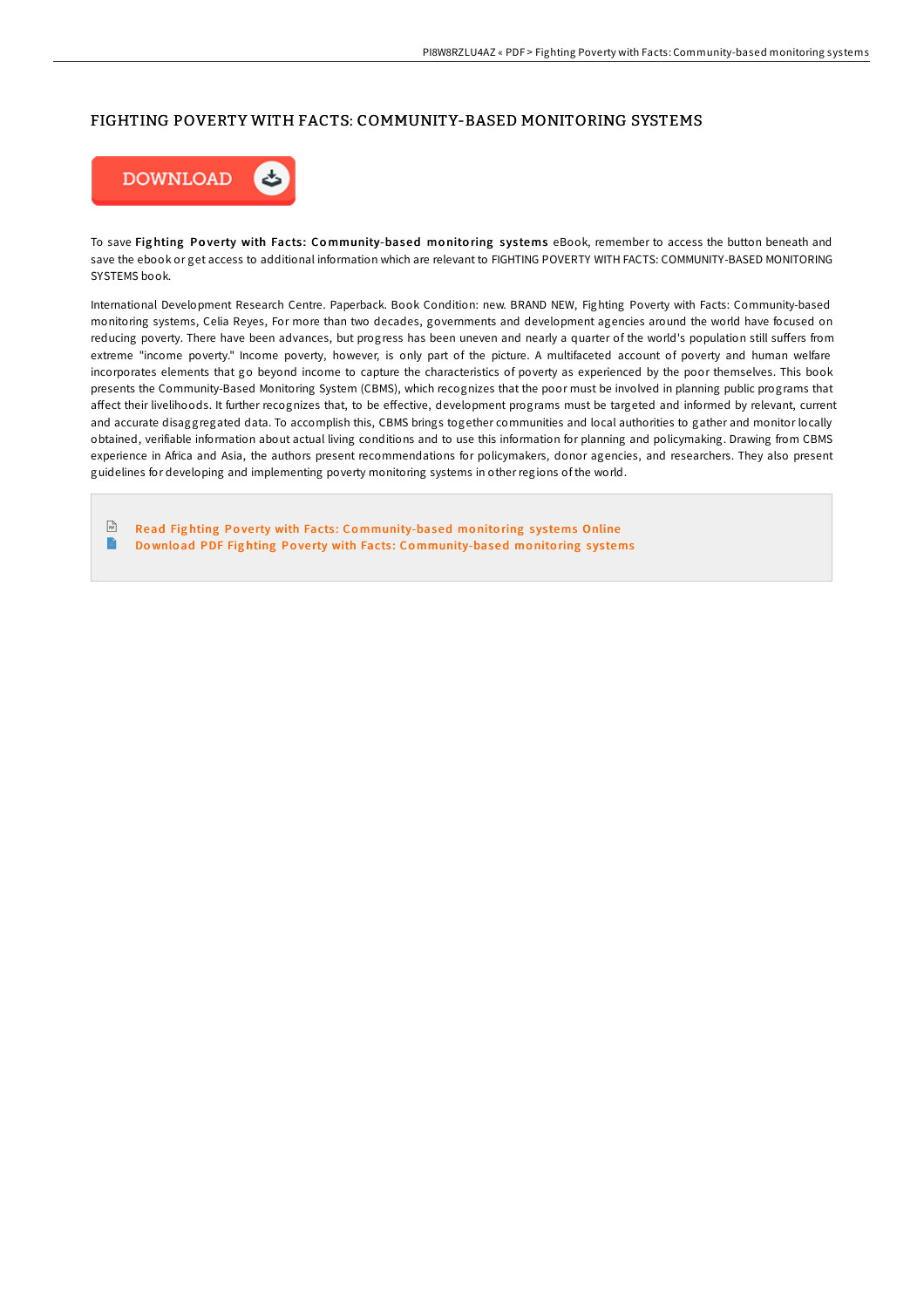# FIGHTING POVERTY WITH FACTS: COMMUNITY-BASED MONITORING SYSTEMS

DOWNLOAD

To save **Fighting Poverty with Facts: Community-based monitoring systems** eBook, remember to access the button beneath and save the ebook or get access to additional information which are relevant to FIGHTING POVERTY WITH FACTS: COMMUNITY-BASED MONITORING SYSTEMS book.

International Development Research Centre. Paperback. Book Condition: new. BRAND NEW, Fighting Poverty with Facts: Community-based monitoring systems, Celia Reyes, For more than two decades, governments and development agencies around the world have focused on reducing poverty. There have been advances, but progress has been uneven and nearly a quarter of the world's population still suffers from extreme "income poverty." Income poverty, however, is only part of the picture. A multifaceted account of poverty and human welfare incorporates elements that go beyond income to capture the characteristics of poverty as experienced by the poor themselves. This book presents the Community-Based Monitoring System (CBMS), which recognizes that the poor must be involved in planning public programs that affect their livelihoods. It further recognizes that, to be effective, development programs must be targeted and informed by relevant, current and accurate disaggregated data. To accomplish this, CBMS brings together communities and local authorities to gather and monitor locally obtained, verifiable information about actual living conditions and to use this information for planning and policymaking. Drawing from CBMS experience in Africa and Asia, the authors present recommendations for policymakers, donor agencies, and researchers. They also present guidelines for developing and implementing poverty monitoring systems in other regions of the world.

- Read Fighting Poverty with Facts: Community-based monitoring systems Online
- Download PDF Fighting Poverty with Facts: Community-based monitoring systems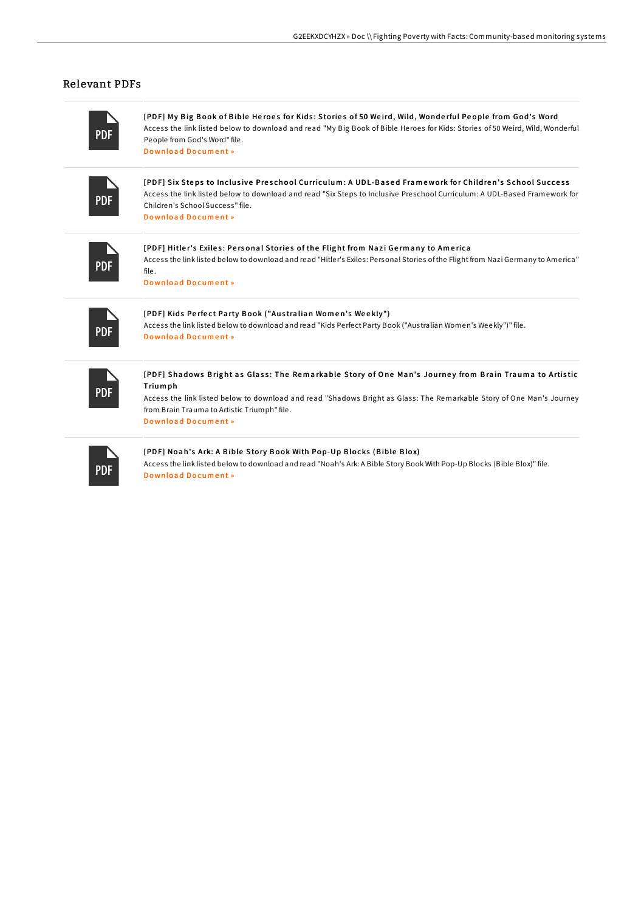## Relevant PDFs

**[PDF] My Big Book of Bible Heroes for Kids: Stories of 50 Weird, Wild, Wonderful People from God's Word**

Access the link listed below to download and read "My Big Book of Bible Heroes for Kids: Stories of 50 Weird, Wild, Wonderful People from God's Word" file.

Download Document »

**[PDF] Six Steps to Inclusive Preschool Curriculum: A UDL-Based Framework for Children's School Success**

Access the link listed below to download and read "Six Steps to Inclusive Preschool Curriculum: A UDL-Based Framework for Children's School Success" file.

Download Document »

**[PDF] Hitler's Exiles: Personal Stories of the Flight from Nazi Germany to America**

Access the link listed below to download and read "Hitler's Exiles: Personal Stories of the Flight from Nazi Germany to America" file.

Download Document »

**[PDF] Kids Perfect Party Book ("Australian Women's Weekly")**

Access the link listed below to download and read "Kids Perfect Party Book ("Australian Women's Weekly")" file.

Download Document »

**[PDF] Shadows Bright as Glass: The Remarkable Story of One Man's Journey from Brain Trauma to Artistic Triumph**

Access the link listed below to download and read "Shadows Bright as Glass: The Remarkable Story of One Man's Journey from Brain Trauma to Artistic Triumph" file.

Download Document »

**[PDF] Noah's Ark: A Bible Story Book With Pop-Up Blocks (Bible Blox)**

Access the link listed below to download and read "Noah's Ark: A Bible Story Book With Pop-Up Blocks (Bible Blox)" file.

Download Document »